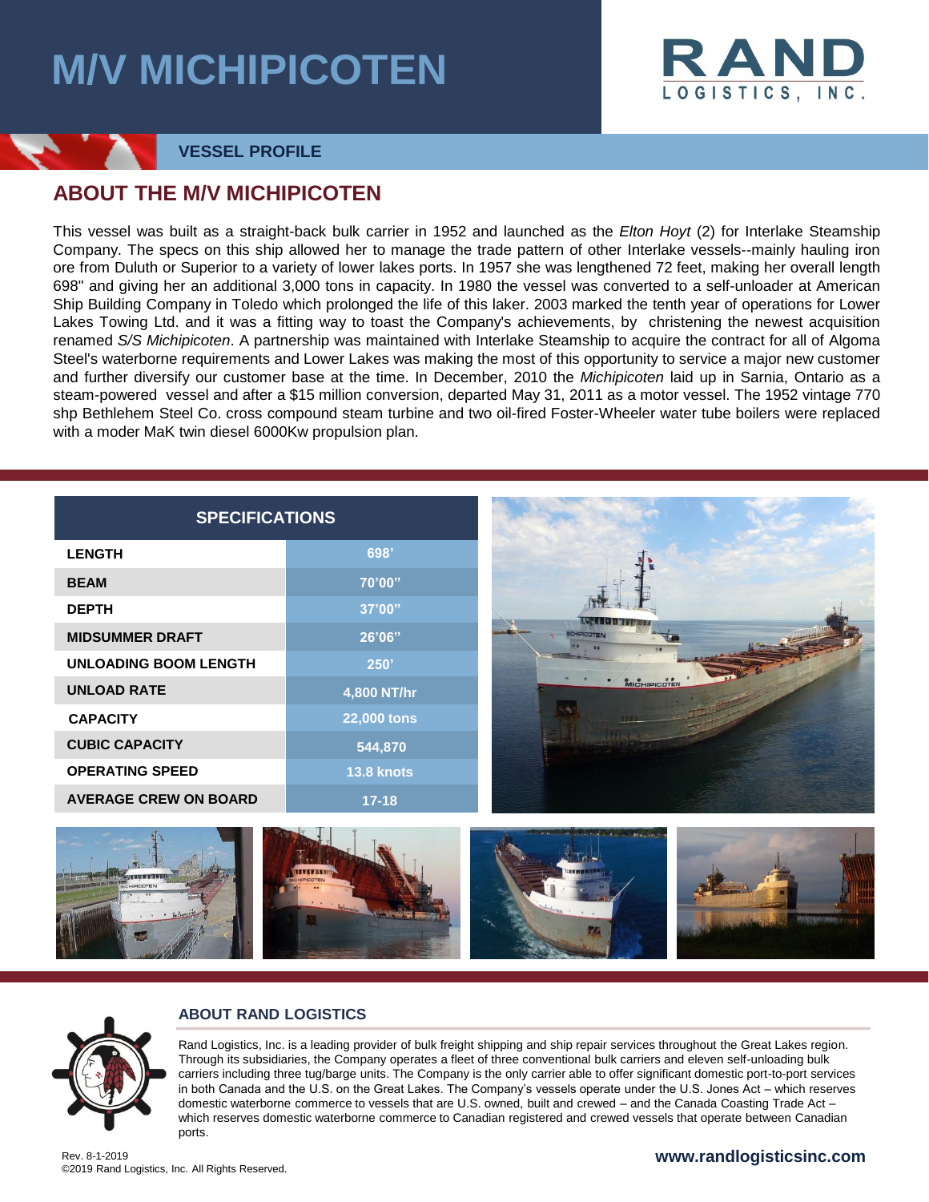# M/V MICHIPICOTEN

RAND LOGISTICS, INC.

VESSEL PROFILE

## ABOUT THE M/V MICHIPICOTEN

This vessel was built as a straight-back bulk carrier in 1952 and launched as the *Elton Hoyt* (2) for Interlake Steamship Company. The specs on this ship allowed her to manage the trade pattern of other Interlake vessels--mainly hauling iron ore from Duluth or Superior to a variety of lower lakes ports. In 1957 she was lengthened 72 feet, making her overall length 698" and giving her an additional 3,000 tons in capacity. In 1980 the vessel was converted to a self-unloader at American Ship Building Company in Toledo which prolonged the life of this laker. 2003 marked the tenth year of operations for Lower Lakes Towing Ltd. and it was a fitting way to toast the Company's achievements, by christening the newest acquisition renamed *S/S Michipicoten*. A partnership was maintained with Interlake Steamship to acquire the contract for all of Algoma Steel's waterborne requirements and Lower Lakes was making the most of this opportunity to service a major new customer and further diversify our customer base at the time. In December, 2010 the *Michipicoten* laid up in Sarnia, Ontario as a steam-powered vessel and after a $15 million conversion, departed May 31, 2011 as a motor vessel. The 1952 vintage 770 shp Bethlehem Steel Co. cross compound steam turbine and two oil-fired Foster-Wheeler water tube boilers were replaced with a moder MaK twin diesel 6000Kw propulsion plan.

| SPECIFICATIONS | |
|---|---|
| LENGTH | 698' |
| BEAM | 70'00" |
| DEPTH | 37'00" |
| MIDSUMMER DRAFT | 26'06" |
| UNLOADING BOOM LENGTH | 250' |
| UNLOAD RATE | 4,800 NT/hr |
| CAPACITY | 22,000 tons |
| CUBIC CAPACITY | 544,870 |
| OPERATING SPEED | 13.8 knots |
| AVERAGE CREW ON BOARD | 17-18 |

### ABOUT RAND LOGISTICS

Rand Logistics, Inc. is a leading provider of bulk freight shipping and ship repair services throughout the Great Lakes region. Through its subsidiaries, the Company operates a fleet of three conventional bulk carriers and eleven self-unloading bulk carriers including three tug/barge units. The Company is the only carrier able to offer significant domestic port-to-port services in both Canada and the U.S. on the Great Lakes. The Company's vessels operate under the U.S. Jones Act – which reserves domestic waterborne commerce to vessels that are U.S. owned, built and crewed – and the Canada Coasting Trade Act – which reserves domestic waterborne commerce to Canadian registered and crewed vessels that operate between Canadian ports.

Rev. 8-1-2019
©2019 Rand Logistics, Inc. All Rights Reserved.

www.randlogisticsinc.com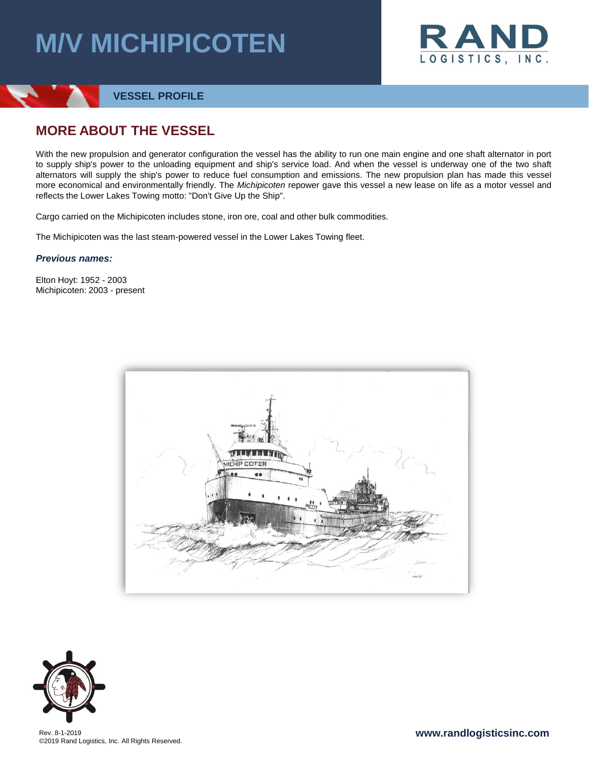# M/V MICHIPICOTEN

VESSEL PROFILE

## MORE ABOUT THE VESSEL

With the new propulsion and generator configuration the vessel has the ability to run one main engine and one shaft alternator in port to supply ship's power to the unloading equipment and ship's service load. And when the vessel is underway one of the two shaft alternators will supply the ship's power to reduce fuel consumption and emissions. The new propulsion plan has made this vessel more economical and environmentally friendly. The *Michipicoten* repower gave this vessel a new lease on life as a motor vessel and reflects the Lower Lakes Towing motto: "Don't Give Up the Ship".

Cargo carried on the Michipicoten includes stone, iron ore, coal and other bulk commodities.

The Michipicoten was the last steam-powered vessel in the Lower Lakes Towing fleet.

***Previous names:***

Elton Hoyt: 1952 - 2003
Michipicoten: 2003 - present

Rev. 8-1-2019
©2019 Rand Logistics, Inc. All Rights Reserved.

www.randlogisticsinc.com